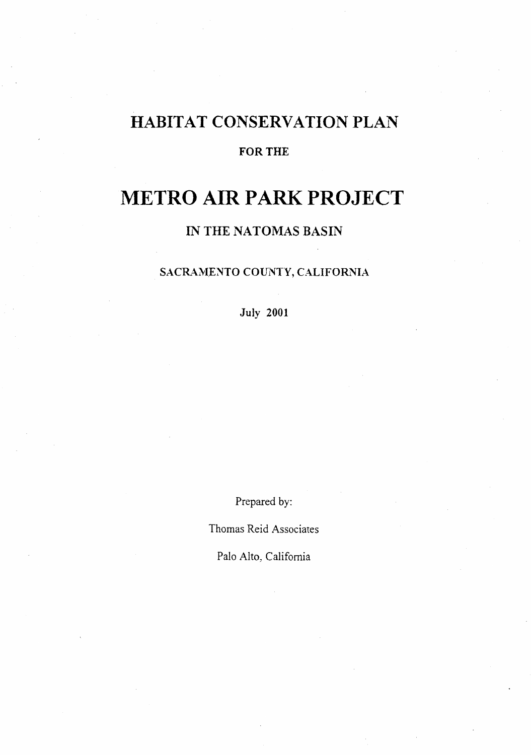# HABITAT CONSERVATION PLAN

**FOR THE**

# METRO AIR PARK PROJECT

## IN THE NATOMAS BASIN

SACRAMENTO COUNTY, CALIFORNIA

July 2001

Prepared by:

Thomas Reid Associates

Palo Alto, California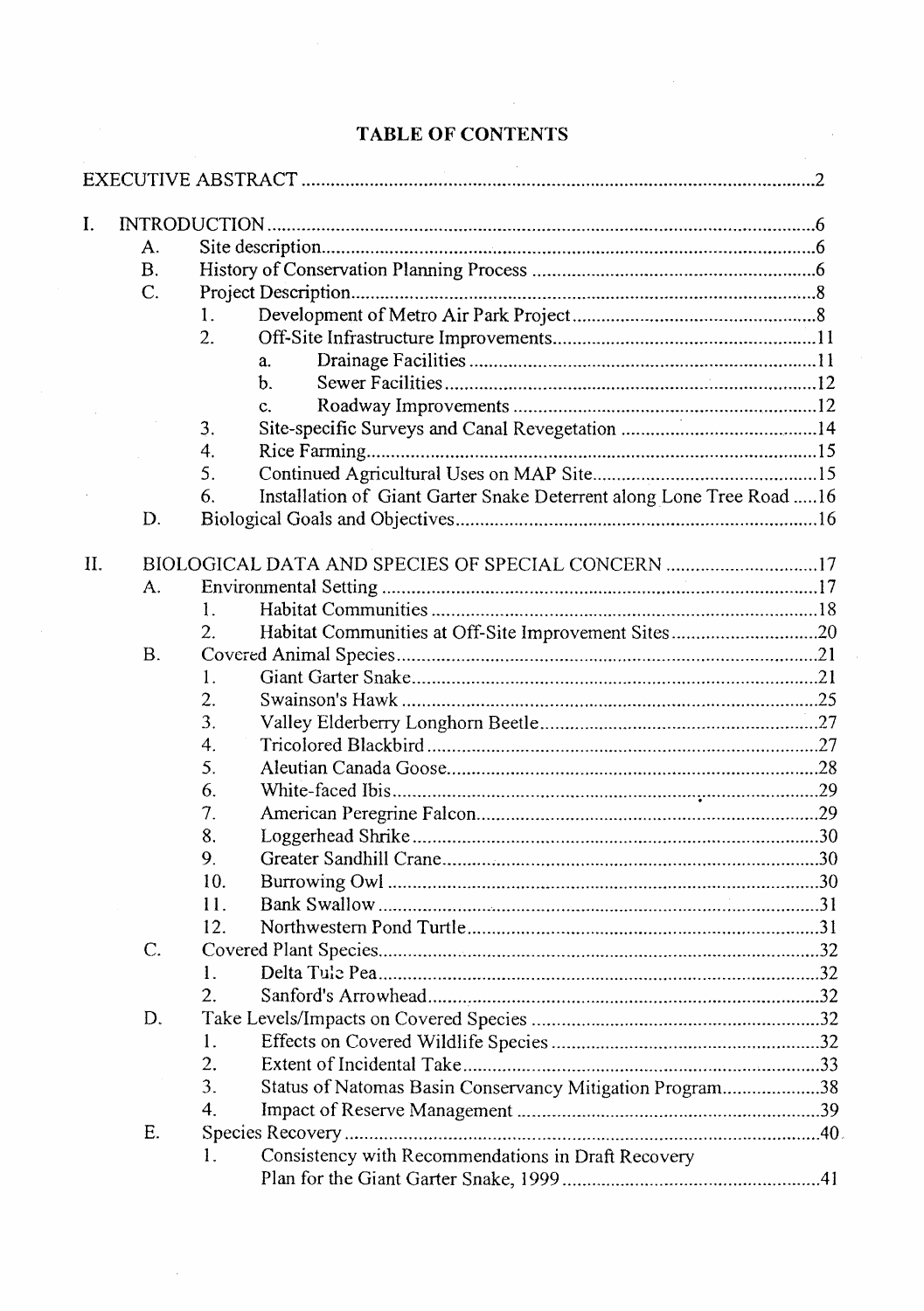# TABLE OF CONTENTS

EXECUTIVE ABSTRACT ..... 2

I. INTRODUCTION ..... 6
- A. Site description ..... 6
- B. History of Conservation Planning Process ..... 6
- C. Project Description ..... 8
  - 1. Development of Metro Air Park Project ..... 8
  - 2. Off-Site Infrastructure Improvements ..... 11
    - a. Drainage Facilities ..... 11
    - b. Sewer Facilities ..... 12
    - c. Roadway Improvements ..... 12
  - 3. Site-specific Surveys and Canal Revegetation ..... 14
  - 4. Rice Farming ..... 15
  - 5. Continued Agricultural Uses on MAP Site ..... 15
  - 6. Installation of Giant Garter Snake Deterrent along Lone Tree Road ..... 16
- D. Biological Goals and Objectives ..... 16

II. BIOLOGICAL DATA AND SPECIES OF SPECIAL CONCERN ..... 17
- A. Environmental Setting ..... 17
  - 1. Habitat Communities ..... 18
  - 2. Habitat Communities at Off-Site Improvement Sites ..... 20
- B. Covered Animal Species ..... 21
  - 1. Giant Garter Snake ..... 21
  - 2. Swainson's Hawk ..... 25
  - 3. Valley Elderberry Longhorn Beetle ..... 27
  - 4. Tricolored Blackbird ..... 27
  - 5. Aleutian Canada Goose ..... 28
  - 6. White-faced Ibis ..... 29
  - 7. American Peregrine Falcon ..... 29
  - 8. Loggerhead Shrike ..... 30
  - 9. Greater Sandhill Crane ..... 30
  - 10. Burrowing Owl ..... 30
  - 11. Bank Swallow ..... 31
  - 12. Northwestern Pond Turtle ..... 31
- C. Covered Plant Species ..... 32
  - 1. Delta Tule Pea ..... 32
  - 2. Sanford's Arrowhead ..... 32
- D. Take Levels/Impacts on Covered Species ..... 32
  - 1. Effects on Covered Wildlife Species ..... 32
  - 2. Extent of Incidental Take ..... 33
  - 3. Status of Natomas Basin Conservancy Mitigation Program ..... 38
  - 4. Impact of Reserve Management ..... 39
- E. Species Recovery ..... 40
  - 1. Consistency with Recommendations in Draft Recovery Plan for the Giant Garter Snake, 1999 ..... 41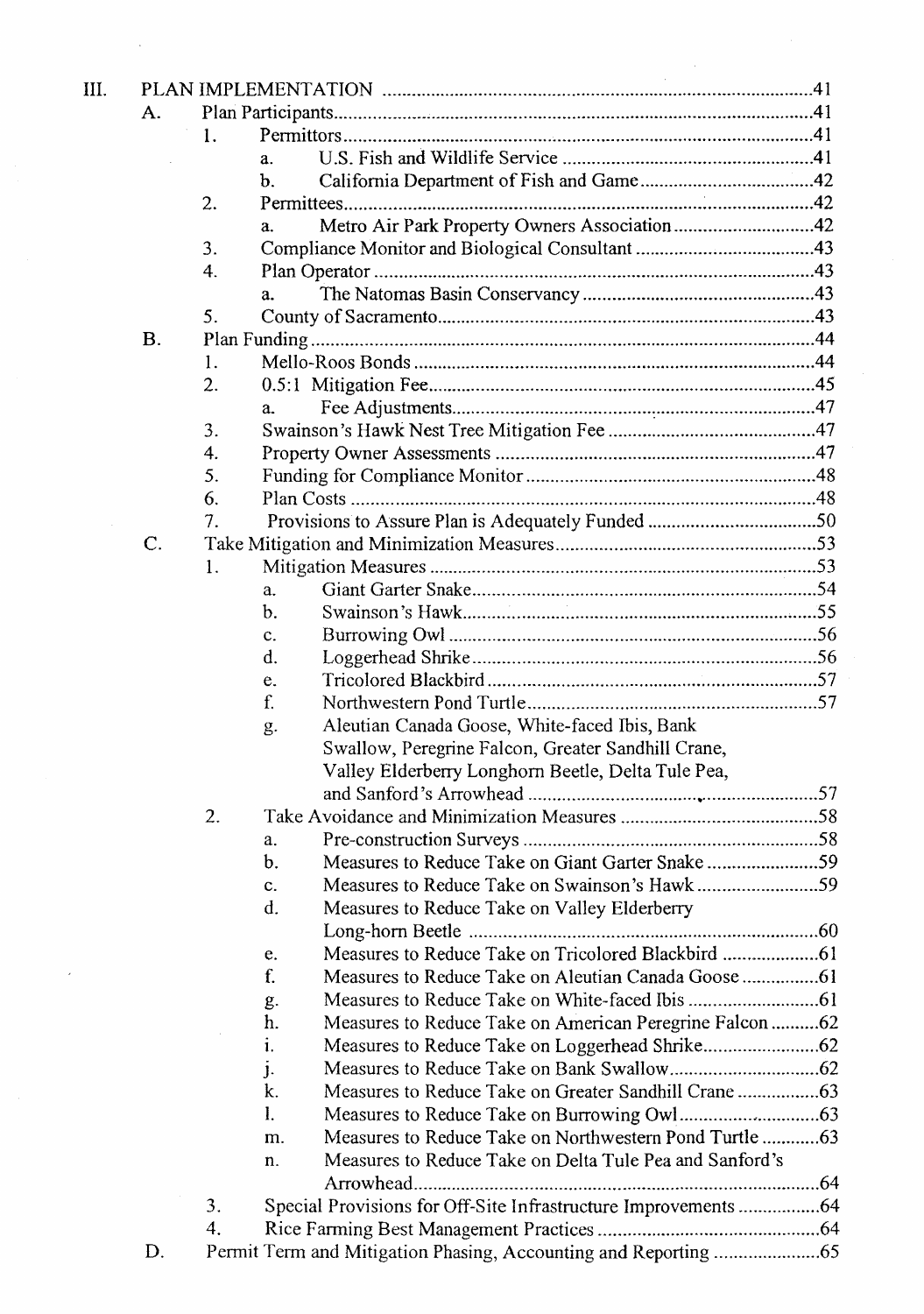- III. PLAN IMPLEMENTATION .....41
  - A. Plan Participants.....41
    - 1. Permittors.....41
      - a. U.S. Fish and Wildlife Service .....41
      - b. California Department of Fish and Game.....42
    - 2. Permittees.....42
      - a. Metro Air Park Property Owners Association.....42
    - 3. Compliance Monitor and Biological Consultant .....43
    - 4. Plan Operator.....43
      - a. The Natomas Basin Conservancy.....43
    - 5. County of Sacramento.....43
  - B. Plan Funding.....44
    - 1. Mello-Roos Bonds.....44
    - 2. 0.5:1 Mitigation Fee.....45
      - a. Fee Adjustments.....47
    - 3. Swainson's Hawk Nest Tree Mitigation Fee .....47
    - 4. Property Owner Assessments .....47
    - 5. Funding for Compliance Monitor.....48
    - 6. Plan Costs .....48
    - 7. Provisions to Assure Plan is Adequately Funded .....50
  - C. Take Mitigation and Minimization Measures.....53
    - 1. Mitigation Measures .....53
      - a. Giant Garter Snake.....54
      - b. Swainson's Hawk.....55
      - c. Burrowing Owl .....56
      - d. Loggerhead Shrike.....56
      - e. Tricolored Blackbird .....57
      - f. Northwestern Pond Turtle.....57
      - g. Aleutian Canada Goose, White-faced Ibis, Bank Swallow, Peregrine Falcon, Greater Sandhill Crane, Valley Elderberry Longhorn Beetle, Delta Tule Pea, and Sanford's Arrowhead .....57
    - 2. Take Avoidance and Minimization Measures .....58
      - a. Pre-construction Surveys .....58
      - b. Measures to Reduce Take on Giant Garter Snake .....59
      - c. Measures to Reduce Take on Swainson's Hawk .....59
      - d. Measures to Reduce Take on Valley Elderberry Long-horn Beetle .....60
      - e. Measures to Reduce Take on Tricolored Blackbird .....61
      - f. Measures to Reduce Take on Aleutian Canada Goose .....61
      - g. Measures to Reduce Take on White-faced Ibis .....61
      - h. Measures to Reduce Take on American Peregrine Falcon .....62
      - i. Measures to Reduce Take on Loggerhead Shrike.....62
      - j. Measures to Reduce Take on Bank Swallow.....62
      - k. Measures to Reduce Take on Greater Sandhill Crane .....63
      - l. Measures to Reduce Take on Burrowing Owl.....63
      - m. Measures to Reduce Take on Northwestern Pond Turtle .....63
      - n. Measures to Reduce Take on Delta Tule Pea and Sanford's Arrowhead.....64
    - 3. Special Provisions for Off-Site Infrastructure Improvements .....64
    - 4. Rice Farming Best Management Practices .....64
  - D. Permit Term and Mitigation Phasing, Accounting and Reporting .....65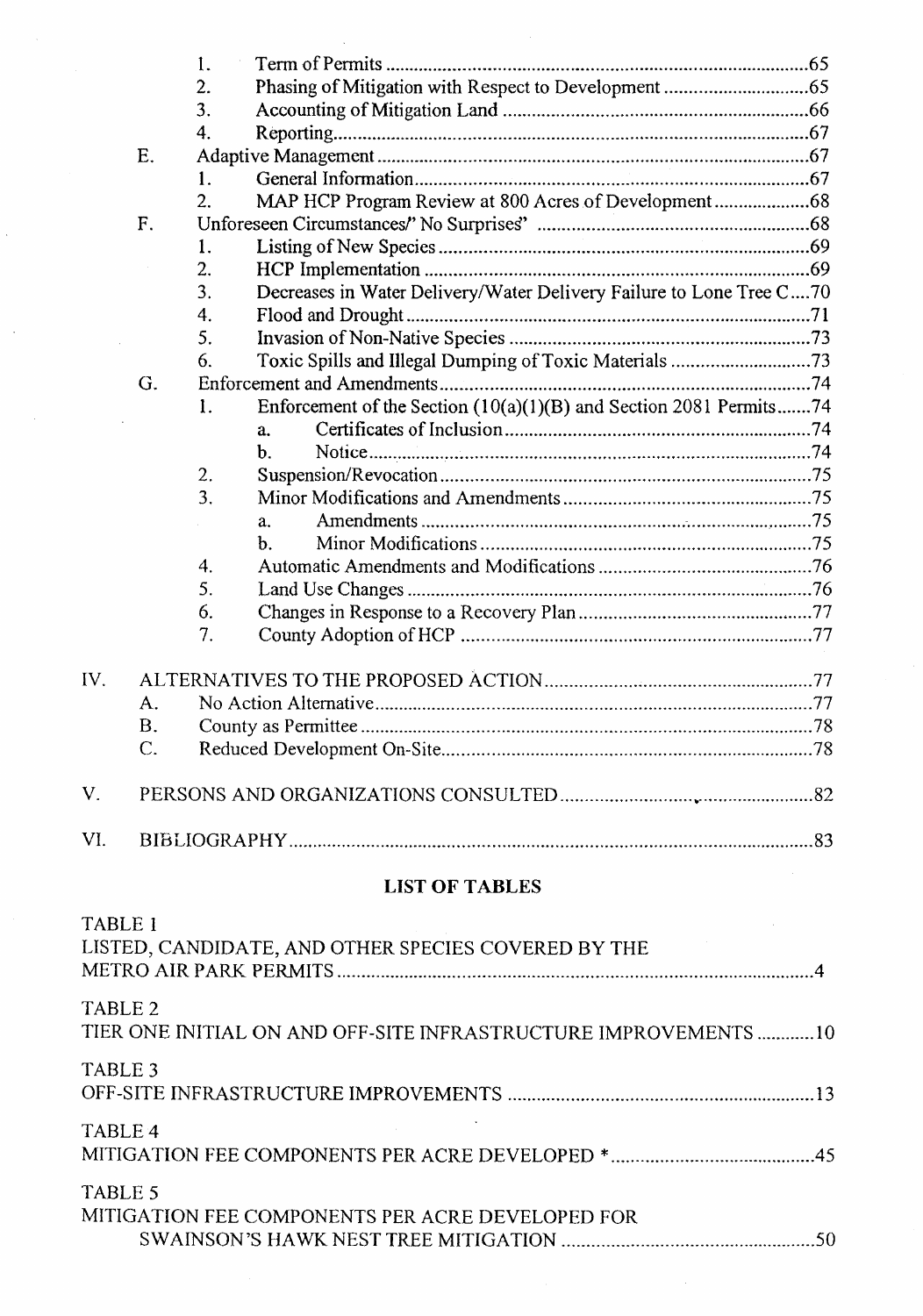- 1. Term of Permits ....................................................................................65
- 2. Phasing of Mitigation with Respect to Development .............................65
- 3. Accounting of Mitigation Land ...............................................................66
- 4. Reporting..................................................................................................67

- E. Adaptive Management ........................................................................................67
  - 1. General Information..................................................................................67
  - 2. MAP HCP Program Review at 800 Acres of Development....................68
- F. Unforeseen Circumstances/' No Surprises' ........................................................68
  - 1. Listing of New Species ............................................................................69
  - 2. HCP Implementation ...............................................................................69
  - 3. Decreases in Water Delivery/Water Delivery Failure to Lone Tree C....70
  - 4. Flood and Drought ...................................................................................71
  - 5. Invasion of Non-Native Species ..............................................................73
  - 6. Toxic Spills and Illegal Dumping of Toxic Materials .............................73
- G. Enforcement and Amendments............................................................................74
  - 1. Enforcement of the Section (10(a)(1)(B) and Section 2081 Permits.......74
    - a. Certificates of Inclusion..............................................................74
    - b. Notice..........................................................................................74
  - 2. Suspension/Revocation............................................................................75
  - 3. Minor Modifications and Amendments....................................................75
    - a. Amendments ...............................................................................75
    - b. Minor Modifications ...................................................................75
  - 4. Automatic Amendments and Modifications ............................................76
  - 5. Land Use Changes ...................................................................................76
  - 6. Changes in Response to a Recovery Plan................................................77
  - 7. County Adoption of HCP ........................................................................77

IV. ALTERNATIVES TO THE PROPOSED ACTION........................................................77
- A. No Action Alternative..........................................................................................77
- B. County as Permittee .............................................................................................78
- C. Reduced Development On-Site............................................................................78

V. PERSONS AND ORGANIZATIONS CONSULTED....................................................82

VI. BIBLIOGRAPHY..........................................................................................................83

## LIST OF TABLES

TABLE 1
LISTED, CANDIDATE, AND OTHER SPECIES COVERED BY THE METRO AIR PARK PERMITS ..................................................................................................4

TABLE 2
TIER ONE INITIAL ON AND OFF-SITE INFRASTRUCTURE IMPROVEMENTS ............10

TABLE 3
OFF-SITE INFRASTRUCTURE IMPROVEMENTS ..............................................................13

TABLE 4
MITIGATION FEE COMPONENTS PER ACRE DEVELOPED * .........................................45

TABLE 5
MITIGATION FEE COMPONENTS PER ACRE DEVELOPED FOR SWAINSON'S HAWK NEST TREE MITIGATION ....................................................50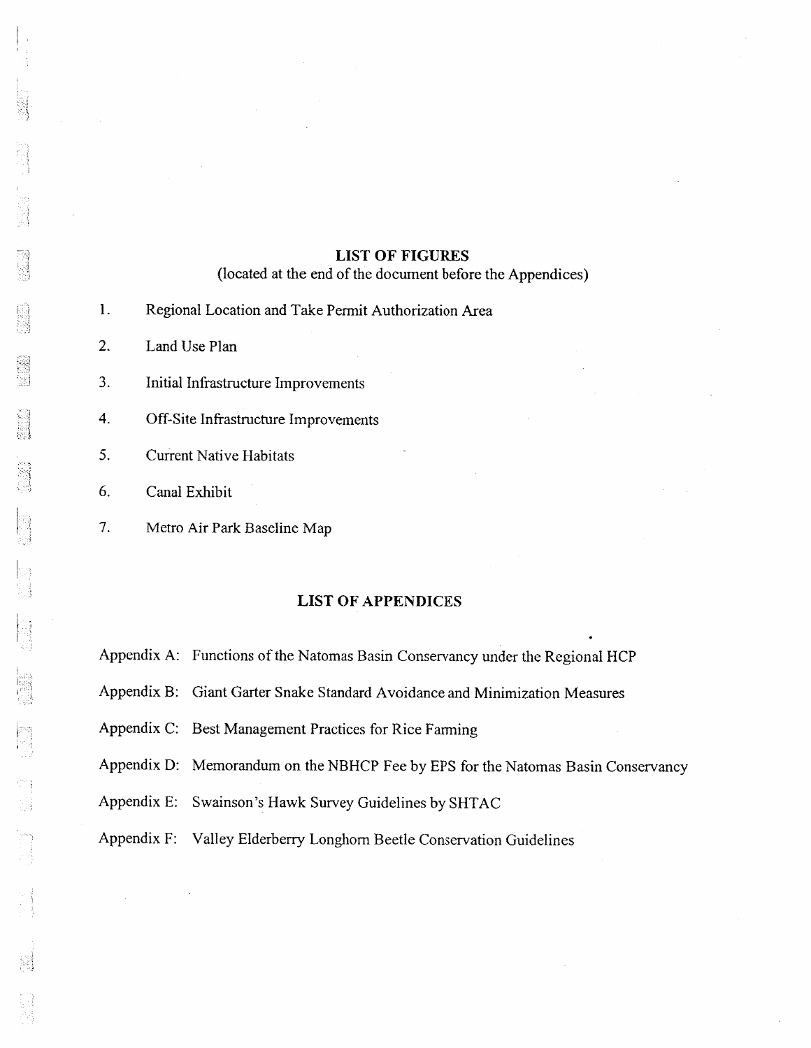## LIST OF FIGURES

(located at the end of the document before the Appendices)

1. Regional Location and Take Permit Authorization Area
2. Land Use Plan
3. Initial Infrastructure Improvements
4. Off-Site Infrastructure Improvements
5. Current Native Habitats
6. Canal Exhibit
7. Metro Air Park Baseline Map

## LIST OF APPENDICES

Appendix A: Functions of the Natomas Basin Conservancy under the Regional HCP

Appendix B: Giant Garter Snake Standard Avoidance and Minimization Measures

Appendix C: Best Management Practices for Rice Farming

Appendix D: Memorandum on the NBHCP Fee by EPS for the Natomas Basin Conservancy

Appendix E: Swainson's Hawk Survey Guidelines by SHTAC

Appendix F: Valley Elderberry Longhorn Beetle Conservation Guidelines